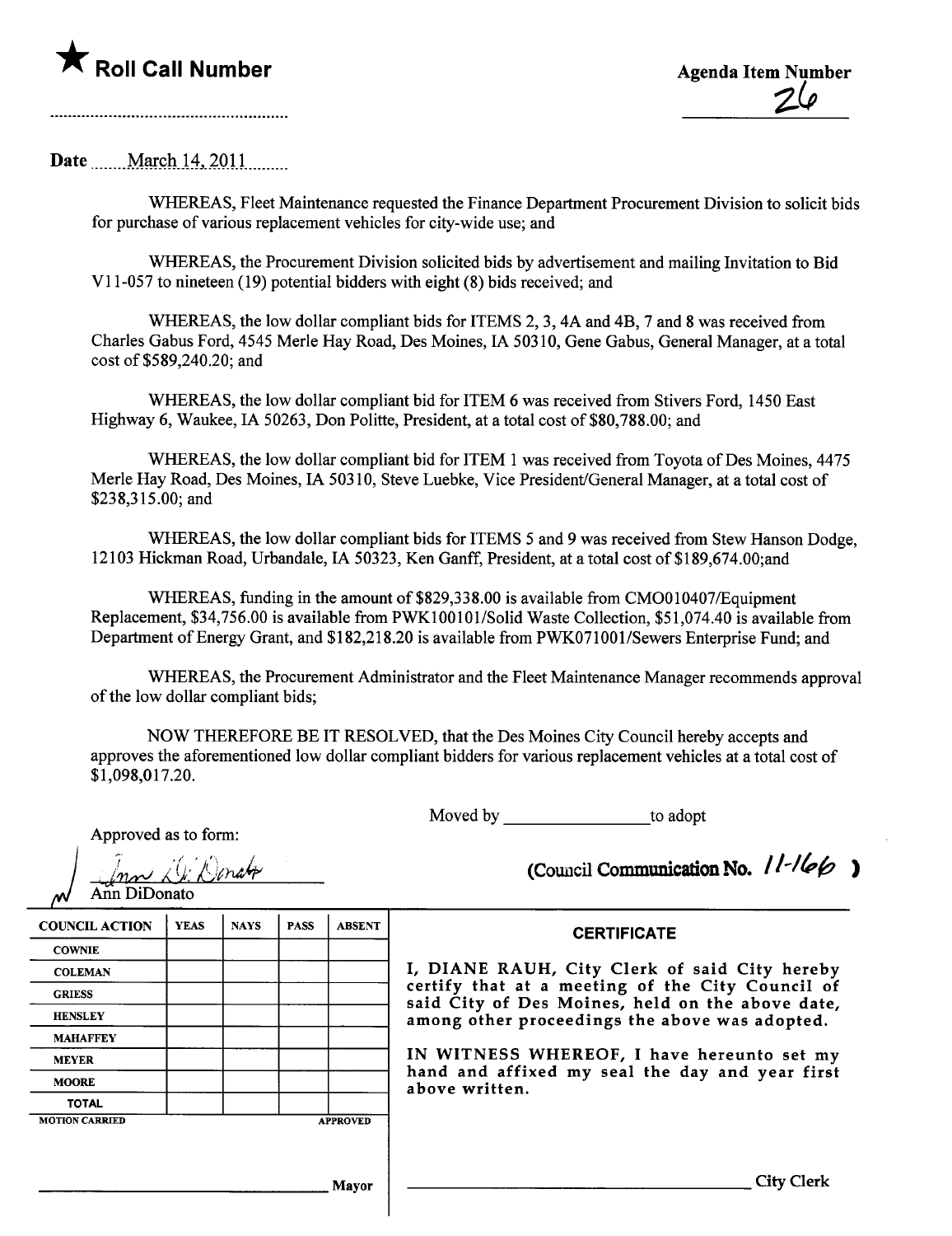★ **Roll Call Number**

.........................................................

**Agenda Item Number**

26

**Date** March 14, 2011

WHEREAS, Fleet Maintenance requested the Finance Department Procurement Division to solicit bids for purchase of various replacement vehicles for city-wide use; and

WHEREAS, the Procurement Division solicited bids by advertisement and mailing Invitation to Bid V11-057 to nineteen (19) potential bidders with eight (8) bids received; and

WHEREAS, the low dollar compliant bids for ITEMS 2, 3, 4A and 4B, 7 and 8 was received from Charles Gabus Ford, 4545 Merle Hay Road, Des Moines, IA 50310, Gene Gabus, General Manager, at a total cost of $589,240.20; and

WHEREAS, the low dollar compliant bid for ITEM 6 was received from Stivers Ford, 1450 East Highway 6, Waukee, IA 50263, Don Politte, President, at a total cost of $80,788.00; and

WHEREAS, the low dollar compliant bid for ITEM 1 was received from Toyota of Des Moines, 4475 Merle Hay Road, Des Moines, IA 50310, Steve Luebke, Vice President/General Manager, at a total cost of $238,315.00; and

WHEREAS, the low dollar compliant bids for ITEMS 5 and 9 was received from Stew Hanson Dodge, 12103 Hickman Road, Urbandale, IA 50323, Ken Ganff, President, at a total cost of $189,674.00;and

WHEREAS, funding in the amount of $829,338.00 is available from CMO010407/Equipment Replacement, $34,756.00 is available from PWK100101/Solid Waste Collection, $51,074.40 is available from Department of Energy Grant, and $182,218.20 is available from PWK071001/Sewers Enterprise Fund; and

WHEREAS, the Procurement Administrator and the Fleet Maintenance Manager recommends approval of the low dollar compliant bids;

NOW THEREFORE BE IT RESOLVED, that the Des Moines City Council hereby accepts and approves the aforementioned low dollar compliant bidders for various replacement vehicles at a total cost of $1,098,017.20.

Moved by ________________ to adopt

Approved as to form:

Ann DiDonato

**(Council Communication No. 11-166 )**

| COUNCIL ACTION | YEAS | NAYS | PASS | ABSENT |
|---|---|---|---|---|
| COWNIE | | | | |
| COLEMAN | | | | |
| GRIESS | | | | |
| HENSLEY | | | | |
| MAHAFFEY | | | | |
| MEYER | | | | |
| MOORE | | | | |
| TOTAL | | | | |

MOTION CARRIED APPROVED

______________________________ Mayor

**CERTIFICATE**

I, DIANE RAUH, City Clerk of said City hereby certify that at a meeting of the City Council of said City of Des Moines, held on the above date, among other proceedings the above was adopted.

IN WITNESS WHEREOF, I have hereunto set my hand and affixed my seal the day and year first above written.

______________________________ City Clerk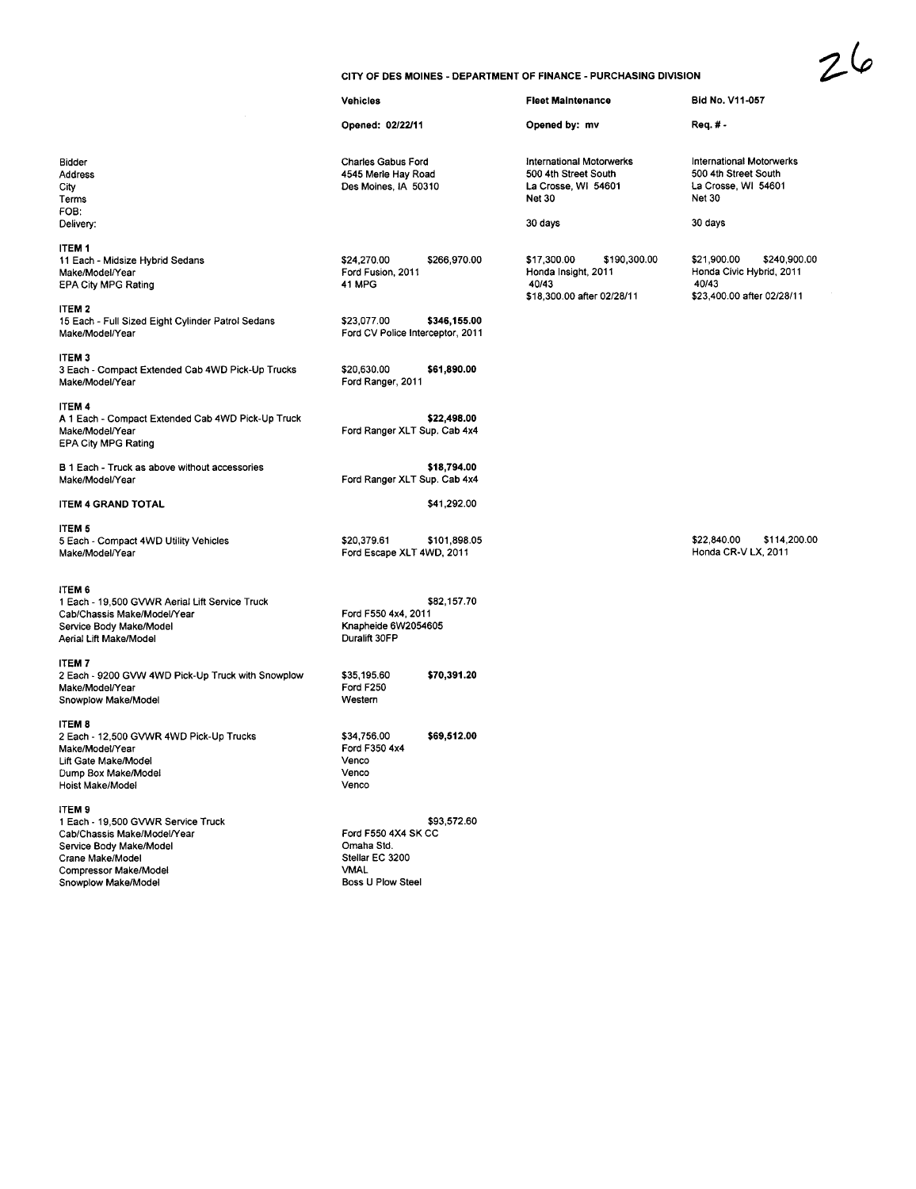26

**CITY OF DES MOINES - DEPARTMENT OF FINANCE - PURCHASING DIVISION**

| | Vehicles | Fleet Maintenance | Bid No. V11-057 |
|---|---|---|---|
| | Opened: 02/22/11 | Opened by: mv | Req. # - |
| Bidder<br>Address<br>City<br>Terms<br>FOB:<br>Delivery: | Charles Gabus Ford<br>4545 Merle Hay Road<br>Des Moines, IA 50310 | International Motorwerks<br>500 4th Street South<br>La Crosse, WI 54601<br>Net 30<br><br>30 days | International Motorwerks<br>500 4th Street South<br>La Crosse, WI 54601<br>Net 30<br><br>30 days |
| **ITEM 1**<br>11 Each - Midsize Hybrid Sedans<br>Make/Model/Year<br>EPA City MPG Rating | $24,270.00 $266,970.00<br>Ford Fusion, 2011<br>41 MPG | $17,300.00 $190,300.00<br>Honda Insight, 2011<br>40/43<br>$18,300.00 after 02/28/11 | $21,900.00 $240,900.00<br>Honda Civic Hybrid, 2011<br>40/43<br>$23,400.00 after 02/28/11 |
| **ITEM 2**<br>15 Each - Full Sized Eight Cylinder Patrol Sedans<br>Make/Model/Year | $23,077.00 **$346,155.00**<br>Ford CV Police Interceptor, 2011 | | |
| **ITEM 3**<br>3 Each - Compact Extended Cab 4WD Pick-Up Trucks<br>Make/Model/Year | $20,630.00 **$61,890.00**<br>Ford Ranger, 2011 | | |
| **ITEM 4**<br>A 1 Each - Compact Extended Cab 4WD Pick-Up Truck<br>Make/Model/Year<br>EPA City MPG Rating | **$22,498.00**<br>Ford Ranger XLT Sup. Cab 4x4 | | |
| B 1 Each - Truck as above without accessories<br>Make/Model/Year | **$18,794.00**<br>Ford Ranger XLT Sup. Cab 4x4 | | |
| **ITEM 4 GRAND TOTAL** | $41,292.00 | | |
| **ITEM 5**<br>5 Each - Compact 4WD Utility Vehicles<br>Make/Model/Year | $20,379.61 $101,898.05<br>Ford Escape XLT 4WD, 2011 | | $22,840.00 $114,200.00<br>Honda CR-V LX, 2011 |
| **ITEM 6**<br>1 Each - 19,500 GVWR Aerial Lift Service Truck<br>Cab/Chassis Make/Model/Year<br>Service Body Make/Model<br>Aerial Lift Make/Model | $82,157.70<br>Ford F550 4x4, 2011<br>Knapheide 6W2054605<br>Duralift 30FP | | |
| **ITEM 7**<br>2 Each - 9200 GVW 4WD Pick-Up Truck with Snowplow<br>Make/Model/Year<br>Snowplow Make/Model | $35,195.60 **$70,391.20**<br>Ford F250<br>Western | | |
| **ITEM 8**<br>2 Each - 12,500 GVWR 4WD Pick-Up Trucks<br>Make/Model/Year<br>Lift Gate Make/Model<br>Dump Box Make/Model<br>Hoist Make/Model | $34,756.00 **$69,512.00**<br>Ford F350 4x4<br>Venco<br>Venco<br>Venco | | |
| **ITEM 9**<br>1 Each - 19,500 GVWR Service Truck<br>Cab/Chassis Make/Model/Year<br>Service Body Make/Model<br>Crane Make/Model<br>Compressor Make/Model<br>Snowplow Make/Model | $93,572.60<br>Ford F550 4X4 SK CC<br>Omaha Std.<br>Stellar EC 3200<br>VMAL<br>Boss U Plow Steel | | |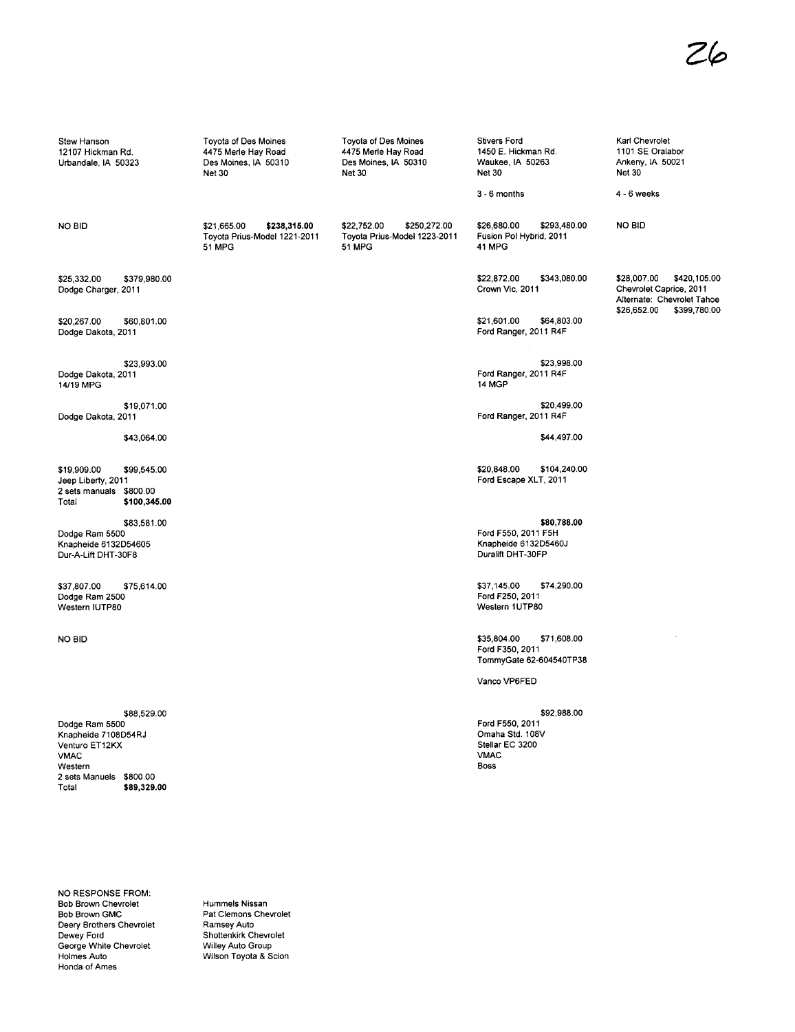| Stew Hanson<br>12107 Hickman Rd.<br>Urbandale, IA 50323 | Toyota of Des Moines<br>4475 Merle Hay Road<br>Des Moines, IA 50310<br>Net 30 | Toyota of Des Moines<br>4475 Merle Hay Road<br>Des Moines, IA 50310<br>Net 30 | Stivers Ford<br>1450 E. Hickman Rd.<br>Waukee, IA 50263<br>Net 30<br>3 - 6 months | Karl Chevrolet<br>1101 SE Oralabor<br>Ankeny, IA 50021<br>Net 30<br>4 - 6 weeks |
|---|---|---|---|---|
| NO BID | \$21,665.00 **\$238,315.00**<br>Toyota Prius-Model 1221-2011<br>51 MPG | \$22,752.00 \$250,272.00<br>Toyota Prius-Model 1223-2011<br>51 MPG | \$26,680.00 \$293,480.00<br>Fusion Pol Hybrid, 2011<br>41 MPG | NO BID |
| \$25,332.00 \$379,980.00<br>Dodge Charger, 2011 | | | \$22,872.00 \$343,080.00<br>Crown Vic, 2011 | \$28,007.00 \$420,105.00<br>Chevrolet Caprice, 2011<br>Alternate: Chevrolet Tahoe<br>\$26,652.00 \$399,780.00 |
| \$20,267.00 \$60,801.00<br>Dodge Dakota, 2011 | | | \$21,601.00 \$64,803.00<br>Ford Ranger, 2011 R4F | |
| \$23,993.00<br>Dodge Dakota, 2011<br>14/19 MPG | | | \$23,998.00<br>Ford Ranger, 2011 R4F<br>14 MGP | |
| \$19,071.00<br>Dodge Dakota, 2011 | | | \$20,499.00<br>Ford Ranger, 2011 R4F | |
| \$43,064.00 | | | \$44,497.00 | |
| \$19,909.00 \$99,545.00<br>Jeep Liberty, 2011<br>2 sets manuals \$800.00<br>Total **\$100,345.00** | | | \$20,848.00 \$104,240.00<br>Ford Escape XLT, 2011 | |
| \$83,581.00<br>Dodge Ram 5500<br>Knapheide 6132D54605<br>Dur-A-Lift DHT-30F8 | | | **\$80,788.00**<br>Ford F550, 2011 F5H<br>Knapheide 6132D5460J<br>Duralift DHT-30FP | |
| \$37,807.00 \$75,614.00<br>Dodge Ram 2500<br>Western IUTP80 | | | \$37,145.00 \$74,290.00<br>Ford F250, 2011<br>Western 1UTP80 | |
| NO BID | | | \$35,804.00 \$71,608.00<br>Ford F350, 2011<br>TommyGate 62-604540TP38<br>Vanco VP6FED | |
| \$88,529.00<br>Dodge Ram 5500<br>Knapheide 7108D54RJ<br>Venturo ET12KX<br>VMAC<br>Western<br>2 sets Manuels \$800.00<br>Total **\$89,329.00** | | | \$92,988.00<br>Ford F550, 2011<br>Omaha Std. 108V<br>Stellar EC 3200<br>VMAC<br>Boss | |

NO RESPONSE FROM:

Bob Brown Chevrolet
Bob Brown GMC
Deery Brothers Chevrolet
Dewey Ford
George White Chevrolet
Holmes Auto
Honda of Ames
Hummels Nissan
Pat Clemons Chevrolet
Ramsey Auto
Shottenkirk Chevrolet
Willey Auto Group
Wilson Toyota & Scion